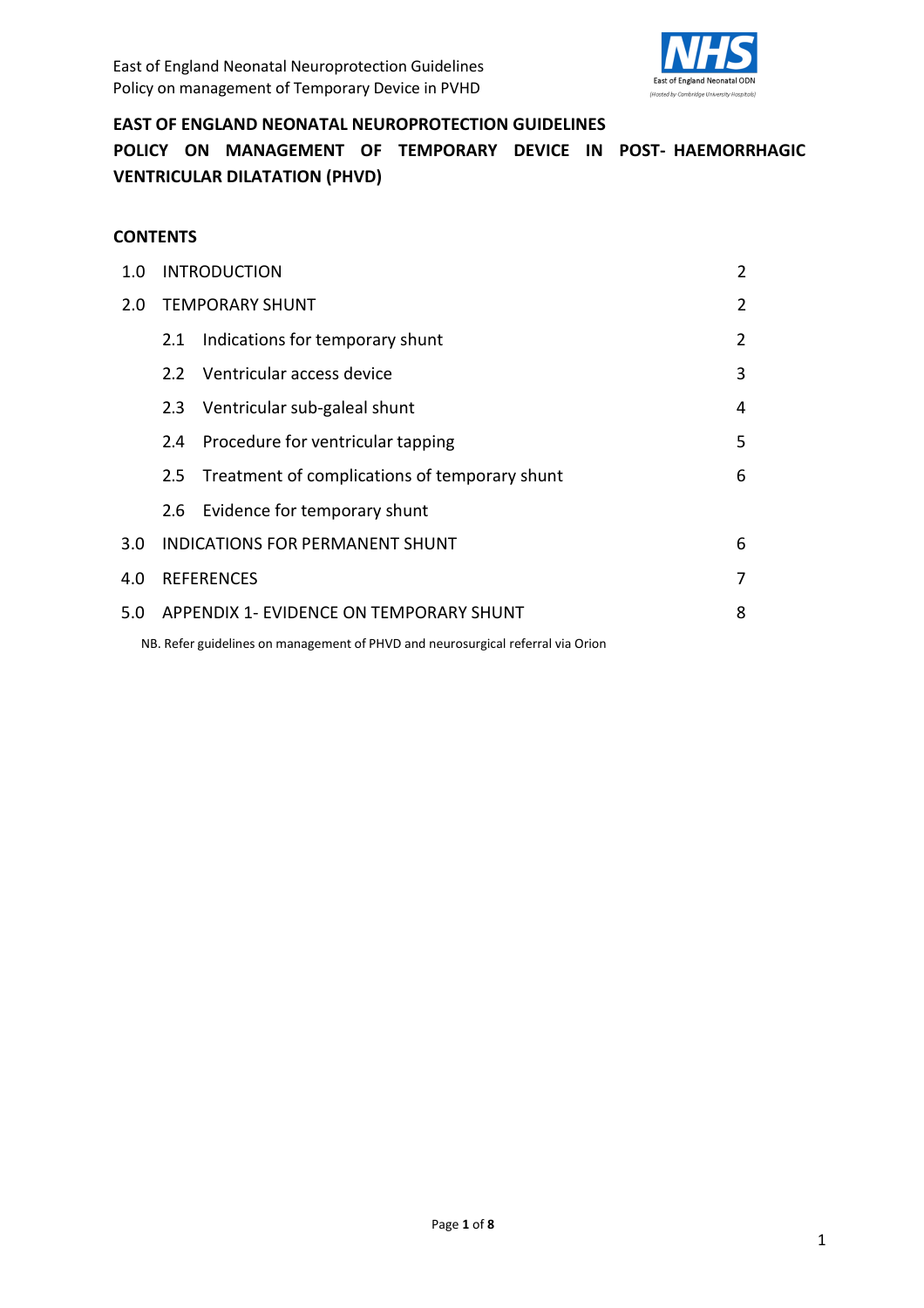# EAST OF ENGLAND NEONATAL NEUROPROTECTION GUIDELINES

## POLICY ON MANAGEMENT OF TEMPORARY DEVICE IN POST- HAEMORRHAGIC VENTRICULAR DILATATION (PHVD)

### CONTENTS

| | | |
|---|---|---|
| 1.0 | INTRODUCTION | 2 |
| 2.0 | TEMPORARY SHUNT | 2 |
| | 2.1 Indications for temporary shunt | 2 |
| | 2.2 Ventricular access device | 3 |
| | 2.3 Ventricular sub-galeal shunt | 4 |
| | 2.4 Procedure for ventricular tapping | 5 |
| | 2.5 Treatment of complications of temporary shunt | 6 |
| | 2.6 Evidence for temporary shunt | |
| 3.0 | INDICATIONS FOR PERMANENT SHUNT | 6 |
| 4.0 | REFERENCES | 7 |
| 5.0 | APPENDIX 1- EVIDENCE ON TEMPORARY SHUNT | 8 |

NB. Refer guidelines on management of PHVD and neurosurgical referral via Orion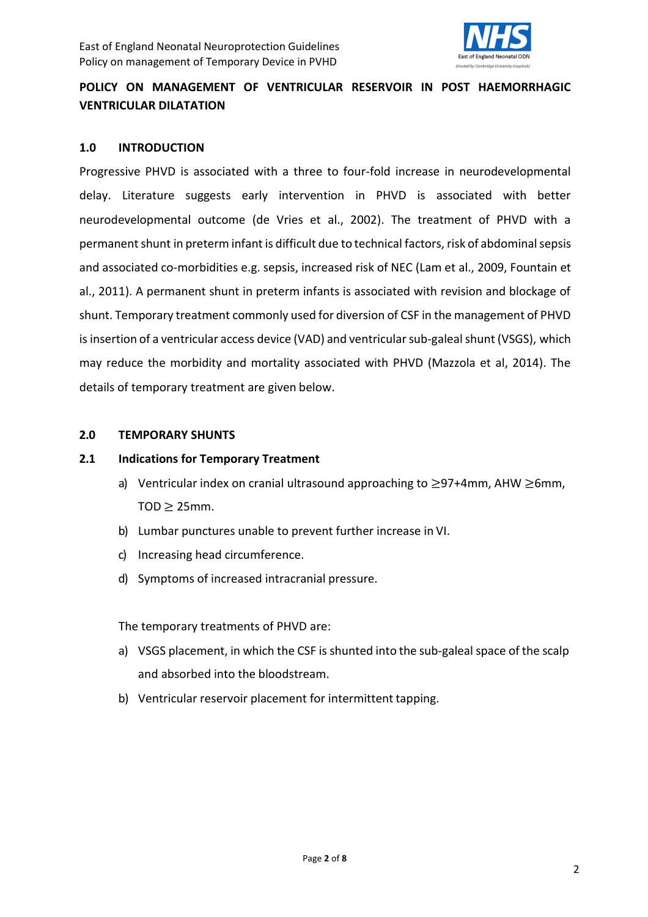**POLICY ON MANAGEMENT OF VENTRICULAR RESERVOIR IN POST HAEMORRHAGIC VENTRICULAR DILATATION**

## 1.0 INTRODUCTION

Progressive PHVD is associated with a three to four-fold increase in neurodevelopmental delay. Literature suggests early intervention in PHVD is associated with better neurodevelopmental outcome (de Vries et al., 2002). The treatment of PHVD with a permanent shunt in preterm infant is difficult due to technical factors, risk of abdominal sepsis and associated co-morbidities e.g. sepsis, increased risk of NEC (Lam et al., 2009, Fountain et al., 2011). A permanent shunt in preterm infants is associated with revision and blockage of shunt. Temporary treatment commonly used for diversion of CSF in the management of PHVD is insertion of a ventricular access device (VAD) and ventricular sub-galeal shunt (VSGS), which may reduce the morbidity and mortality associated with PHVD (Mazzola et al, 2014). The details of temporary treatment are given below.

## 2.0 TEMPORARY SHUNTS

### 2.1 Indications for Temporary Treatment

a) Ventricular index on cranial ultrasound approaching to ≥97+4mm, AHW ≥6mm, TOD ≥ 25mm.
b) Lumbar punctures unable to prevent further increase in VI.
c) Increasing head circumference.
d) Symptoms of increased intracranial pressure.

The temporary treatments of PHVD are:

a) VSGS placement, in which the CSF is shunted into the sub-galeal space of the scalp and absorbed into the bloodstream.
b) Ventricular reservoir placement for intermittent tapping.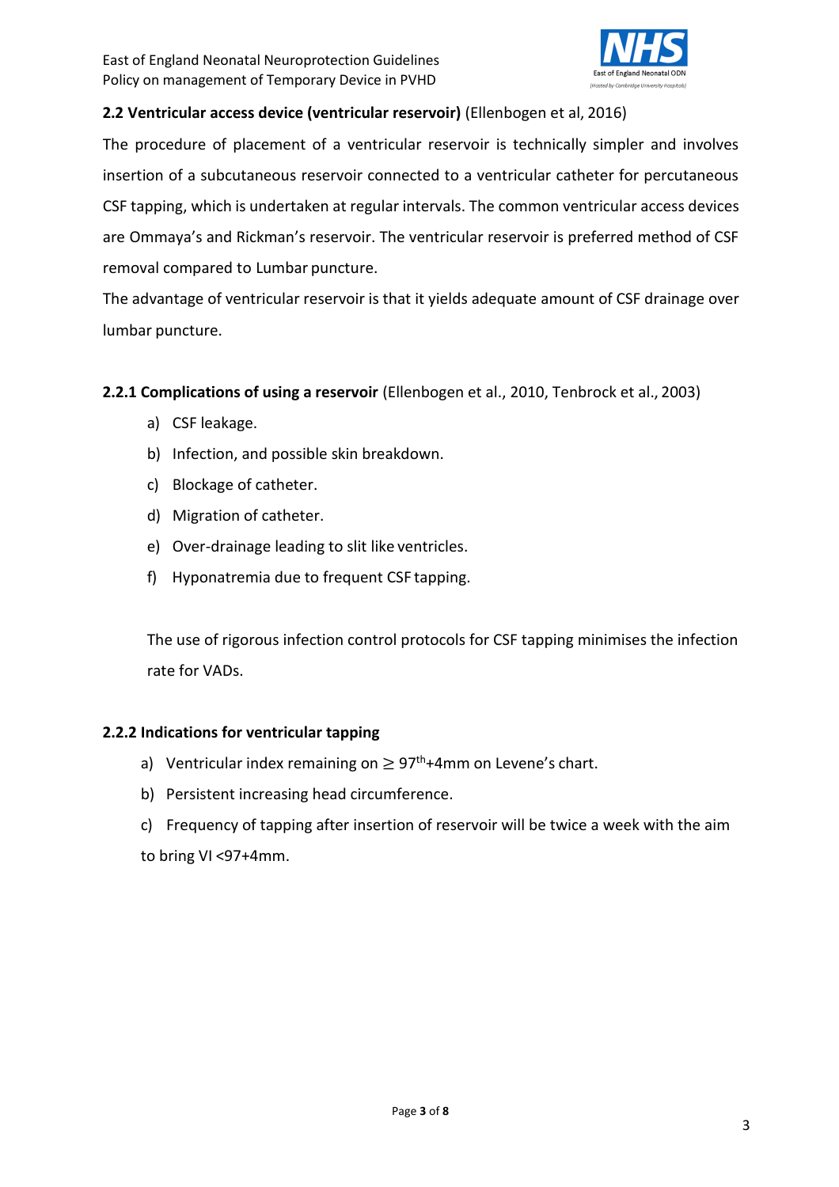### 2.2 Ventricular access device (ventricular reservoir) (Ellenbogen et al, 2016)

The procedure of placement of a ventricular reservoir is technically simpler and involves insertion of a subcutaneous reservoir connected to a ventricular catheter for percutaneous CSF tapping, which is undertaken at regular intervals. The common ventricular access devices are Ommaya's and Rickman's reservoir. The ventricular reservoir is preferred method of CSF removal compared to Lumbar puncture.

The advantage of ventricular reservoir is that it yields adequate amount of CSF drainage over lumbar puncture.

#### 2.2.1 Complications of using a reservoir (Ellenbogen et al., 2010, Tenbrock et al., 2003)

a) CSF leakage.
b) Infection, and possible skin breakdown.
c) Blockage of catheter.
d) Migration of catheter.
e) Over-drainage leading to slit like ventricles.
f) Hyponatremia due to frequent CSF tapping.

The use of rigorous infection control protocols for CSF tapping minimises the infection rate for VADs.

#### 2.2.2 Indications for ventricular tapping

a) Ventricular index remaining on $\geq 97^{th}$+4mm on Levene's chart.
b) Persistent increasing head circumference.
c) Frequency of tapping after insertion of reservoir will be twice a week with the aim to bring VI <97+4mm.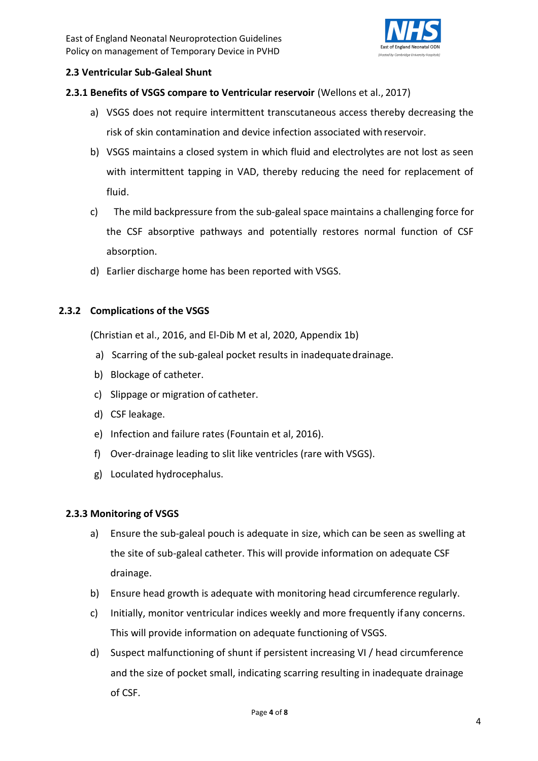## 2.3 Ventricular Sub-Galeal Shunt

**2.3.1 Benefits of VSGS compare to Ventricular reservoir** (Wellons et al., 2017)

a) VSGS does not require intermittent transcutaneous access thereby decreasing the risk of skin contamination and device infection associated with reservoir.

b) VSGS maintains a closed system in which fluid and electrolytes are not lost as seen with intermittent tapping in VAD, thereby reducing the need for replacement of fluid.

c) The mild backpressure from the sub-galeal space maintains a challenging force for the CSF absorptive pathways and potentially restores normal function of CSF absorption.

d) Earlier discharge home has been reported with VSGS.

**2.3.2 Complications of the VSGS**

(Christian et al., 2016, and El-Dib M et al, 2020, Appendix 1b)

a) Scarring of the sub-galeal pocket results in inadequate drainage.

b) Blockage of catheter.

c) Slippage or migration of catheter.

d) CSF leakage.

e) Infection and failure rates (Fountain et al, 2016).

f) Over-drainage leading to slit like ventricles (rare with VSGS).

g) Loculated hydrocephalus.

**2.3.3 Monitoring of VSGS**

a) Ensure the sub-galeal pouch is adequate in size, which can be seen as swelling at the site of sub-galeal catheter. This will provide information on adequate CSF drainage.

b) Ensure head growth is adequate with monitoring head circumference regularly.

c) Initially, monitor ventricular indices weekly and more frequently if any concerns. This will provide information on adequate functioning of VSGS.

d) Suspect malfunctioning of shunt if persistent increasing VI / head circumference and the size of pocket small, indicating scarring resulting in inadequate drainage of CSF.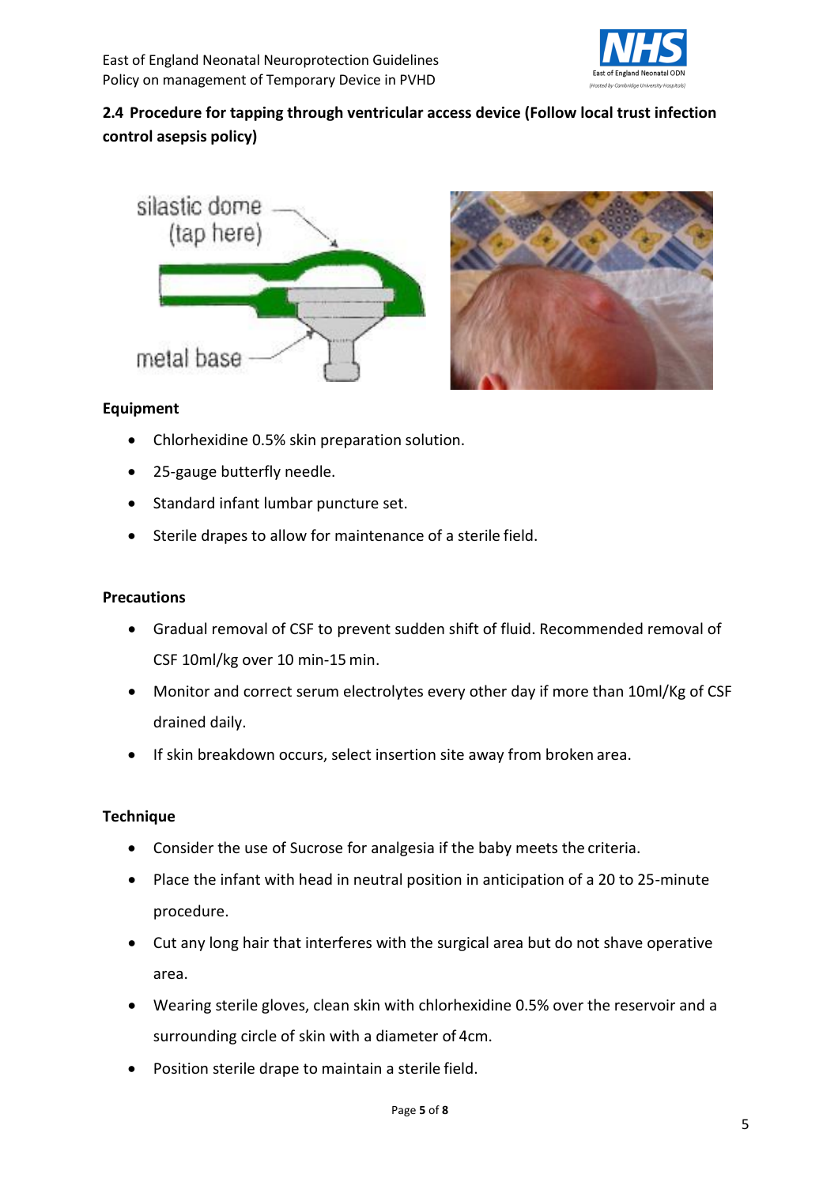## 2.4 Procedure for tapping through ventricular access device (Follow local trust infection control asepsis policy)

### Equipment

- Chlorhexidine 0.5% skin preparation solution.
- 25-gauge butterfly needle.
- Standard infant lumbar puncture set.
- Sterile drapes to allow for maintenance of a sterile field.

### Precautions

- Gradual removal of CSF to prevent sudden shift of fluid. Recommended removal of CSF 10ml/kg over 10 min-15 min.
- Monitor and correct serum electrolytes every other day if more than 10ml/Kg of CSF drained daily.
- If skin breakdown occurs, select insertion site away from broken area.

### Technique

- Consider the use of Sucrose for analgesia if the baby meets the criteria.
- Place the infant with head in neutral position in anticipation of a 20 to 25-minute procedure.
- Cut any long hair that interferes with the surgical area but do not shave operative area.
- Wearing sterile gloves, clean skin with chlorhexidine 0.5% over the reservoir and a surrounding circle of skin with a diameter of 4cm.
- Position sterile drape to maintain a sterile field.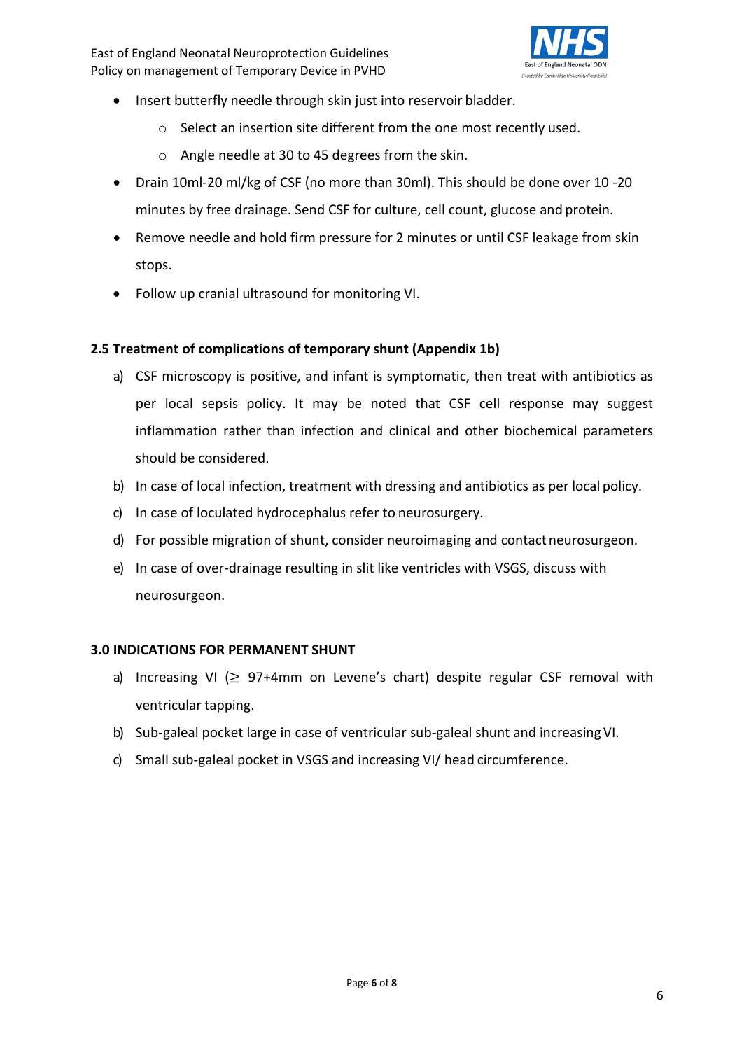- Insert butterfly needle through skin just into reservoir bladder.
    - Select an insertion site different from the one most recently used.
    - Angle needle at 30 to 45 degrees from the skin.
- Drain 10ml-20 ml/kg of CSF (no more than 30ml). This should be done over 10 -20 minutes by free drainage. Send CSF for culture, cell count, glucose and protein.
- Remove needle and hold firm pressure for 2 minutes or until CSF leakage from skin stops.
- Follow up cranial ultrasound for monitoring VI.

**2.5 Treatment of complications of temporary shunt (Appendix 1b)**

a) CSF microscopy is positive, and infant is symptomatic, then treat with antibiotics as per local sepsis policy. It may be noted that CSF cell response may suggest inflammation rather than infection and clinical and other biochemical parameters should be considered.

b) In case of local infection, treatment with dressing and antibiotics as per local policy.

c) In case of loculated hydrocephalus refer to neurosurgery.

d) For possible migration of shunt, consider neuroimaging and contact neurosurgeon.

e) In case of over-drainage resulting in slit like ventricles with VSGS, discuss with neurosurgeon.

**3.0 INDICATIONS FOR PERMANENT SHUNT**

a) Increasing VI (≥ 97+4mm on Levene's chart) despite regular CSF removal with ventricular tapping.

b) Sub-galeal pocket large in case of ventricular sub-galeal shunt and increasing VI.

c) Small sub-galeal pocket in VSGS and increasing VI/ head circumference.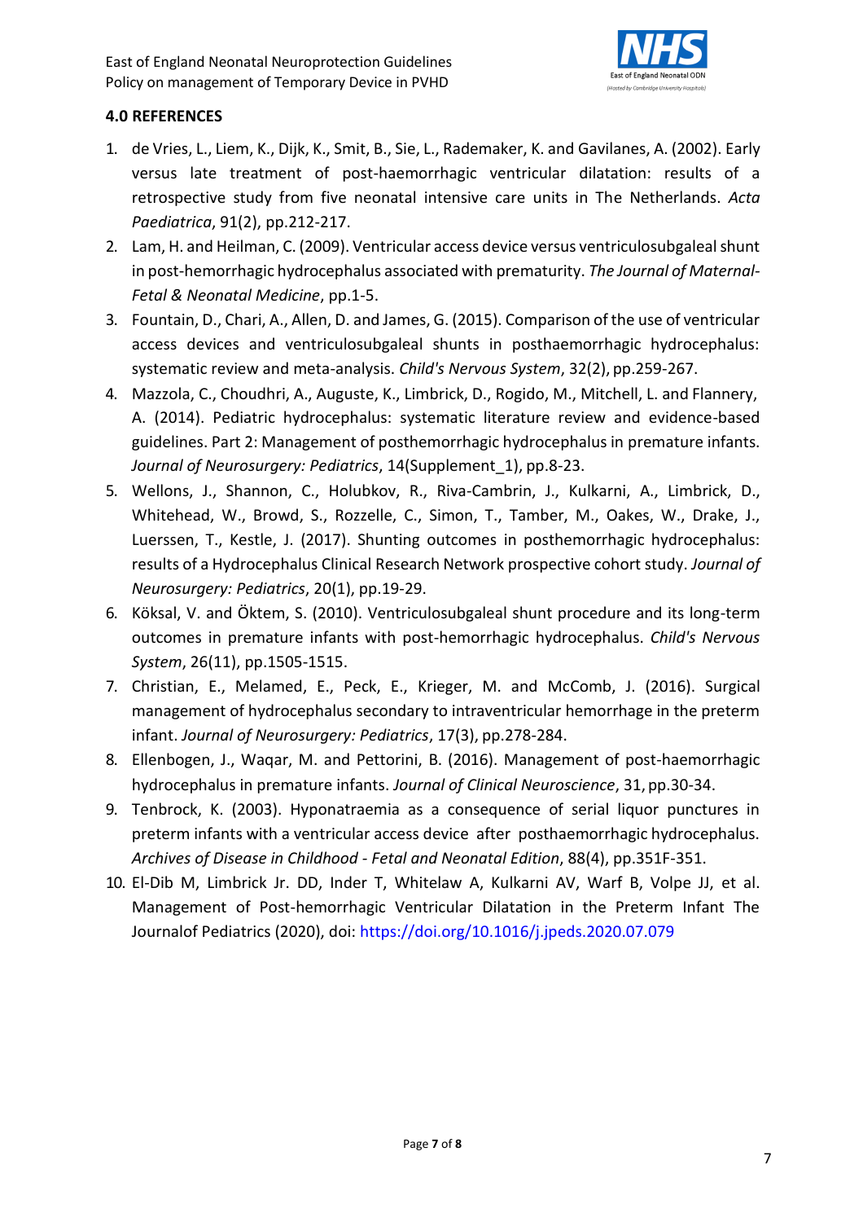## 4.0 REFERENCES

1. de Vries, L., Liem, K., Dijk, K., Smit, B., Sie, L., Rademaker, K. and Gavilanes, A. (2002). Early versus late treatment of post-haemorrhagic ventricular dilatation: results of a retrospective study from five neonatal intensive care units in The Netherlands. *Acta Paediatrica*, 91(2), pp.212-217.
2. Lam, H. and Heilman, C. (2009). Ventricular access device versus ventriculosubgaleal shunt in post-hemorrhagic hydrocephalus associated with prematurity. *The Journal of Maternal-Fetal & Neonatal Medicine*, pp.1-5.
3. Fountain, D., Chari, A., Allen, D. and James, G. (2015). Comparison of the use of ventricular access devices and ventriculosubgaleal shunts in posthaemorrhagic hydrocephalus: systematic review and meta-analysis. *Child's Nervous System*, 32(2), pp.259-267.
4. Mazzola, C., Choudhri, A., Auguste, K., Limbrick, D., Rogido, M., Mitchell, L. and Flannery, A. (2014). Pediatric hydrocephalus: systematic literature review and evidence-based guidelines. Part 2: Management of posthemorrhagic hydrocephalus in premature infants. *Journal of Neurosurgery: Pediatrics*, 14(Supplement_1), pp.8-23.
5. Wellons, J., Shannon, C., Holubkov, R., Riva-Cambrin, J., Kulkarni, A., Limbrick, D., Whitehead, W., Browd, S., Rozzelle, C., Simon, T., Tamber, M., Oakes, W., Drake, J., Luerssen, T., Kestle, J. (2017). Shunting outcomes in posthemorrhagic hydrocephalus: results of a Hydrocephalus Clinical Research Network prospective cohort study. *Journal of Neurosurgery: Pediatrics*, 20(1), pp.19-29.
6. Köksal, V. and Öktem, S. (2010). Ventriculosubgaleal shunt procedure and its long-term outcomes in premature infants with post-hemorrhagic hydrocephalus. *Child's Nervous System*, 26(11), pp.1505-1515.
7. Christian, E., Melamed, E., Peck, E., Krieger, M. and McComb, J. (2016). Surgical management of hydrocephalus secondary to intraventricular hemorrhage in the preterm infant. *Journal of Neurosurgery: Pediatrics*, 17(3), pp.278-284.
8. Ellenbogen, J., Waqar, M. and Pettorini, B. (2016). Management of post-haemorrhagic hydrocephalus in premature infants. *Journal of Clinical Neuroscience*, 31, pp.30-34.
9. Tenbrock, K. (2003). Hyponatraemia as a consequence of serial liquor punctures in preterm infants with a ventricular access device after posthaemorrhagic hydrocephalus. *Archives of Disease in Childhood - Fetal and Neonatal Edition*, 88(4), pp.351F-351.
10. El-Dib M, Limbrick Jr. DD, Inder T, Whitelaw A, Kulkarni AV, Warf B, Volpe JJ, et al. Management of Post-hemorrhagic Ventricular Dilatation in the Preterm Infant The Journalof Pediatrics (2020), doi: https://doi.org/10.1016/j.jpeds.2020.07.079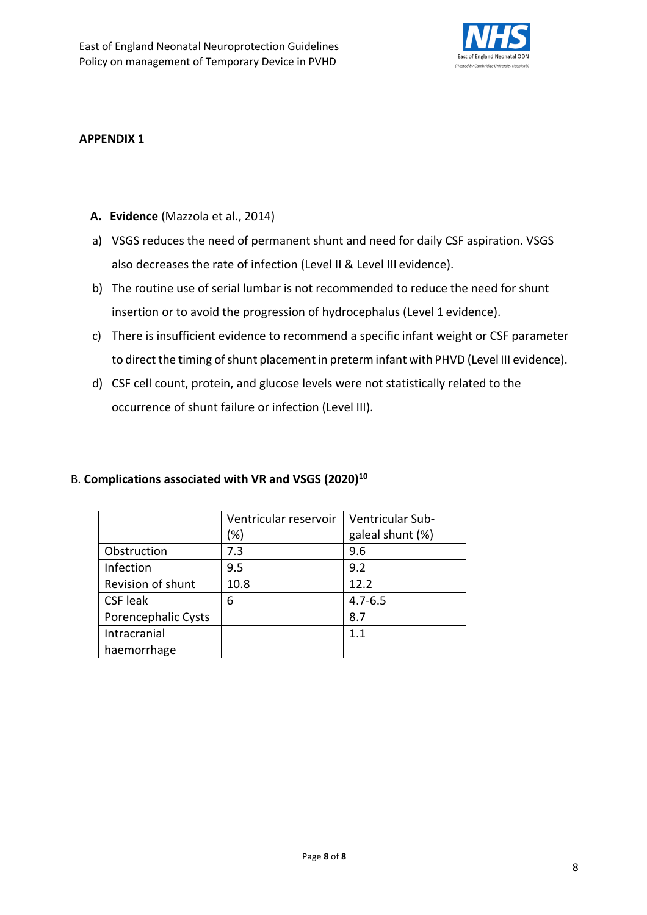## APPENDIX 1

**A. Evidence** (Mazzola et al., 2014)

a) VSGS reduces the need of permanent shunt and need for daily CSF aspiration. VSGS also decreases the rate of infection (Level II & Level III evidence).

b) The routine use of serial lumbar is not recommended to reduce the need for shunt insertion or to avoid the progression of hydrocephalus (Level 1 evidence).

c) There is insufficient evidence to recommend a specific infant weight or CSF parameter to direct the timing of shunt placement in preterm infant with PHVD (Level III evidence).

d) CSF cell count, protein, and glucose levels were not statistically related to the occurrence of shunt failure or infection (Level III).

B. **Complications associated with VR and VSGS (2020)**[10]

| | Ventricular reservoir (%) | Ventricular Sub-galeal shunt (%) |
|---|---|---|
| Obstruction | 7.3 | 9.6 |
| Infection | 9.5 | 9.2 |
| Revision of shunt | 10.8 | 12.2 |
| CSF leak | 6 | 4.7-6.5 |
| Porencephalic Cysts | | 8.7 |
| Intracranial haemorrhage | | 1.1 |